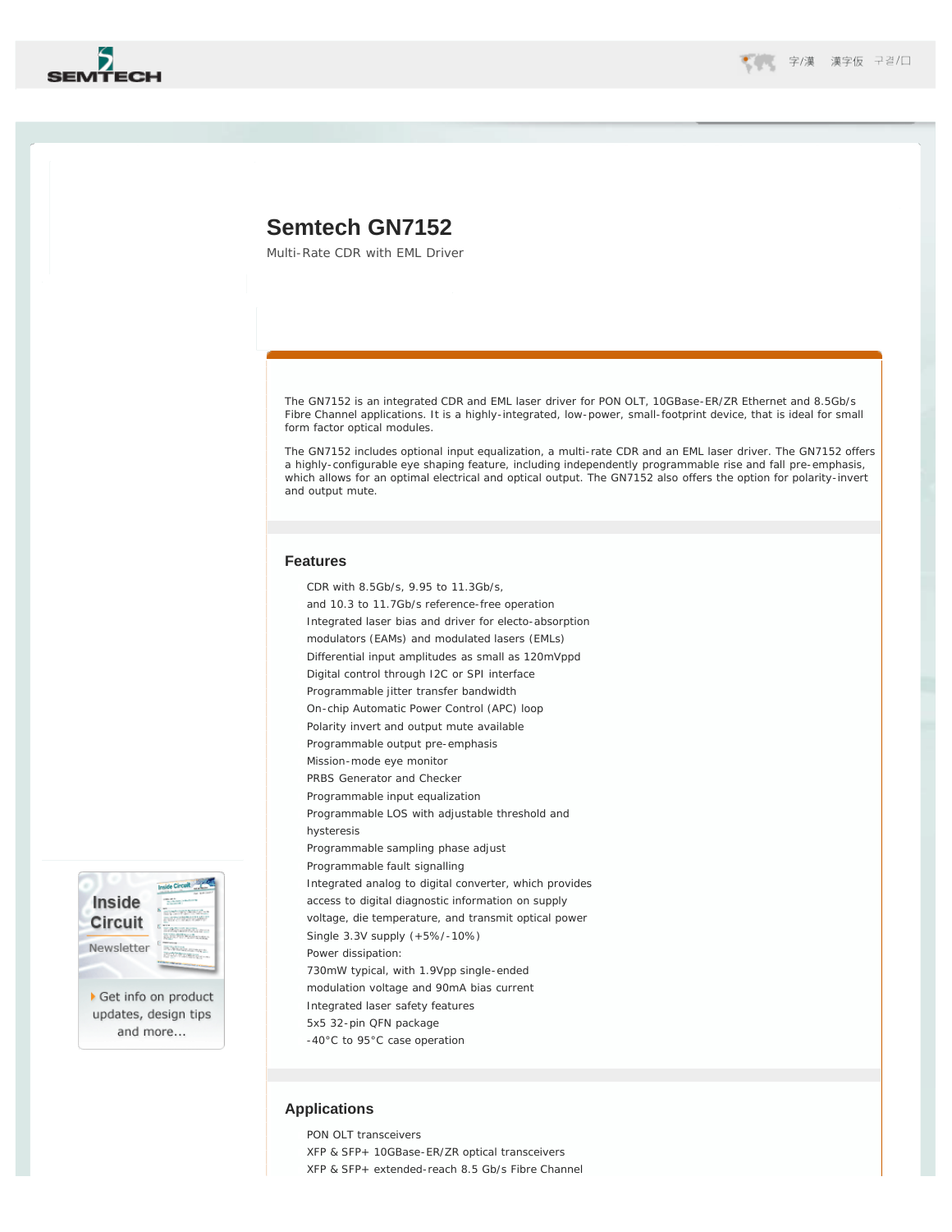# Semtech GN7152

Multi-Rate CDR with EML Driver

The GN7152 is an integrated CDR and EML laser driver for PON OLT, 10GBase-ER/ZR Ethernet and 8.5Gb/s Fibre Channel applications. It is a highly-integrated, low-power, small-footprint device, that is ideal for small form factor optical modules.

The GN7152 includes optional input equalization, a multi-rate CDR and an EML laser driver. The GN7152 offers a highly-configurable eye shaping feature, including independently programmable rise and fall pre-emphasis, which allows for an optimal electrical and optical output. The GN7152 also offers the option for polarity-invert and output mute.

## Features

- CDR with 8.5Gb/s, 9.95 to 11.3Gb/s, and 10.3 to 11.7Gb/s reference-free operation
- Integrated laser bias and driver for electro-absorption modulators (EAMs) and modulated lasers (EMLs)
- Differential input amplitudes as small as 120mVppd
- Digital control through I2C or SPI interface
- Programmable jitter transfer bandwidth
- On-chip Automatic Power Control (APC) loop
- Polarity invert and output mute available
- Programmable output pre-emphasis
- Mission-mode eye monitor
- PRBS Generator and Checker
- Programmable input equalization
- Programmable LOS with adjustable threshold and hysteresis
- Programmable sampling phase adjust
- Programmable fault signalling
- Integrated analog to digital converter, which provides access to digital diagnostic information on supply voltage, die temperature, and transmit optical power
- Single 3.3V supply (+5%/-10%)
- Power dissipation:
- 730mW typical, with 1.9Vpp single-ended modulation voltage and 90mA bias current
- Integrated laser safety features
- 5x5 32-pin QFN package
- -40°C to 95°C case operation

Inside Circuit Newsletter

Get info on product updates, design tips and more...

## Applications

- PON OLT transceivers
- XFP & SFP+ 10GBase-ER/ZR optical transceivers
- XFP & SFP+ extended-reach 8.5 Gb/s Fibre Channel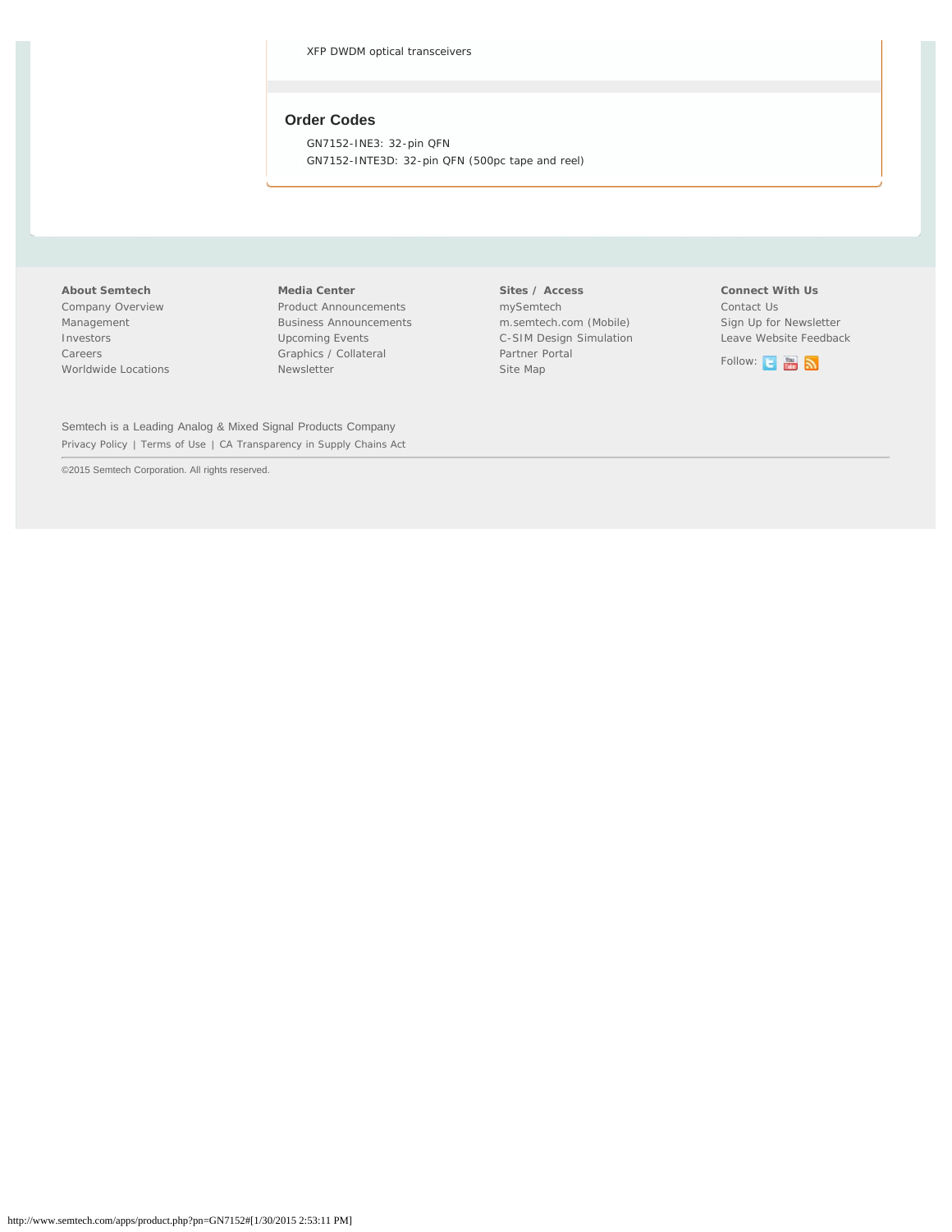XFP DWDM optical transceivers

## Order Codes

GN7152-INE3: 32-pin QFN
GN7152-INTE3D: 32-pin QFN (500pc tape and reel)

**About Semtech**
Company Overview
Management
Investors
Careers
Worldwide Locations

**Media Center**
Product Announcements
Business Announcements
Upcoming Events
Graphics / Collateral
Newsletter

**Sites / Access**
mySemtech
m.semtech.com (Mobile)
C-SIM Design Simulation
Partner Portal
Site Map

**Connect With Us**
Contact Us
Sign Up for Newsletter
Leave Website Feedback

Follow:

Semtech is a Leading Analog & Mixed Signal Products Company
Privacy Policy | Terms of Use | CA Transparency in Supply Chains Act

©2015 Semtech Corporation. All rights reserved.